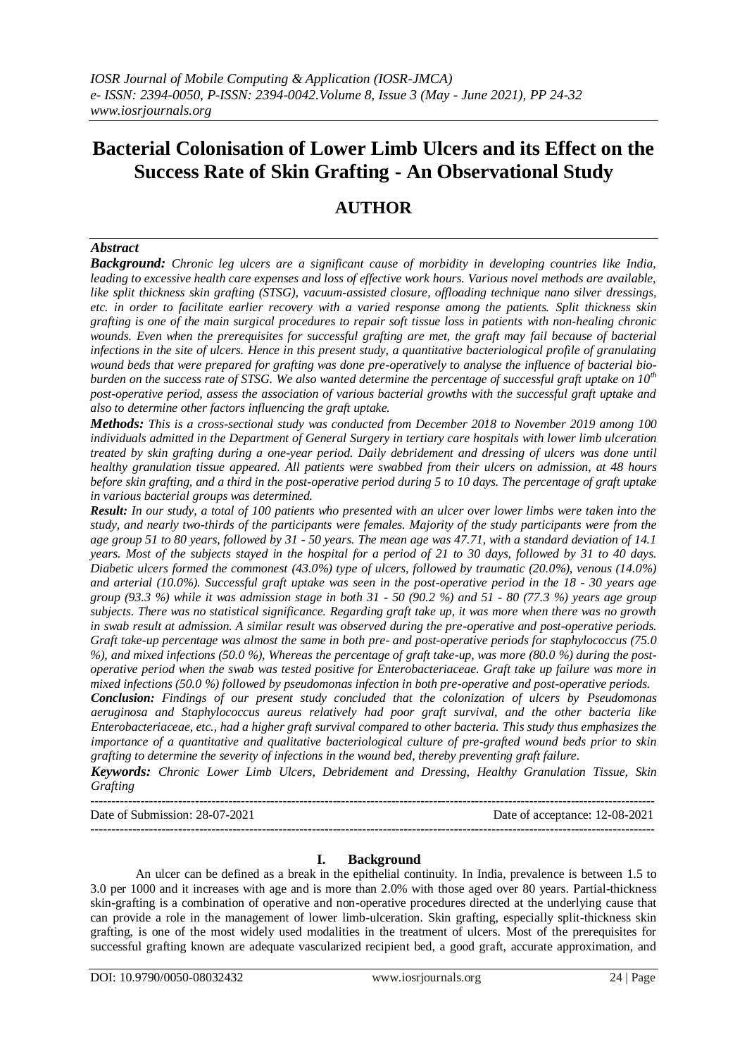# Bacterial Colonisation of Lower Limb Ulcers and its Effect on the Success Rate of Skin Grafting - An Observational Study

## AUTHOR

### *Abstract*

***Background:*** *Chronic leg ulcers are a significant cause of morbidity in developing countries like India, leading to excessive health care expenses and loss of effective work hours. Various novel methods are available, like split thickness skin grafting (STSG), vacuum-assisted closure, offloading technique nano silver dressings, etc. in order to facilitate earlier recovery with a varied response among the patients. Split thickness skin grafting is one of the main surgical procedures to repair soft tissue loss in patients with non-healing chronic wounds. Even when the prerequisites for successful grafting are met, the graft may fail because of bacterial infections in the site of ulcers. Hence in this present study, a quantitative bacteriological profile of granulating wound beds that were prepared for grafting was done pre-operatively to analyse the influence of bacterial bio-burden on the success rate of STSG. We also wanted determine the percentage of successful graft uptake on 10th post-operative period, assess the association of various bacterial growths with the successful graft uptake and also to determine other factors influencing the graft uptake.*

***Methods:*** *This is a cross-sectional study was conducted from December 2018 to November 2019 among 100 individuals admitted in the Department of General Surgery in tertiary care hospitals with lower limb ulceration treated by skin grafting during a one-year period. Daily debridement and dressing of ulcers was done until healthy granulation tissue appeared. All patients were swabbed from their ulcers on admission, at 48 hours before skin grafting, and a third in the post-operative period during 5 to 10 days. The percentage of graft uptake in various bacterial groups was determined.*

***Result:*** *In our study, a total of 100 patients who presented with an ulcer over lower limbs were taken into the study, and nearly two-thirds of the participants were females. Majority of the study participants were from the age group 51 to 80 years, followed by 31 - 50 years. The mean age was 47.71, with a standard deviation of 14.1 years. Most of the subjects stayed in the hospital for a period of 21 to 30 days, followed by 31 to 40 days. Diabetic ulcers formed the commonest (43.0%) type of ulcers, followed by traumatic (20.0%), venous (14.0%) and arterial (10.0%). Successful graft uptake was seen in the post-operative period in the 18 - 30 years age group (93.3 %) while it was admission stage in both 31 - 50 (90.2 %) and 51 - 80 (77.3 %) years age group subjects. There was no statistical significance. Regarding graft take up, it was more when there was no growth in swab result at admission. A similar result was observed during the pre-operative and post-operative periods. Graft take-up percentage was almost the same in both pre- and post-operative periods for staphylococcus (75.0 %), and mixed infections (50.0 %), Whereas the percentage of graft take-up, was more (80.0 %) during the post-operative period when the swab was tested positive for Enterobacteriaceae. Graft take up failure was more in mixed infections (50.0 %) followed by pseudomonas infection in both pre-operative and post-operative periods.*

***Conclusion:*** *Findings of our present study concluded that the colonization of ulcers by Pseudomonas aeruginosa and Staphylococcus aureus relatively had poor graft survival, and the other bacteria like Enterobacteriaceae, etc., had a higher graft survival compared to other bacteria. This study thus emphasizes the importance of a quantitative and qualitative bacteriological culture of pre-grafted wound beds prior to skin grafting to determine the severity of infections in the wound bed, thereby preventing graft failure.*

***Keywords:*** *Chronic Lower Limb Ulcers, Debridement and Dressing, Healthy Granulation Tissue, Skin Grafting*

---

Date of Submission: 28-07-2021 | Date of acceptance: 12-08-2021

---

## I. Background

An ulcer can be defined as a break in the epithelial continuity. In India, prevalence is between 1.5 to 3.0 per 1000 and it increases with age and is more than 2.0% with those aged over 80 years. Partial-thickness skin-grafting is a combination of operative and non-operative procedures directed at the underlying cause that can provide a role in the management of lower limb-ulceration. Skin grafting, especially split-thickness skin grafting, is one of the most widely used modalities in the treatment of ulcers. Most of the prerequisites for successful grafting known are adequate vascularized recipient bed, a good graft, accurate approximation, and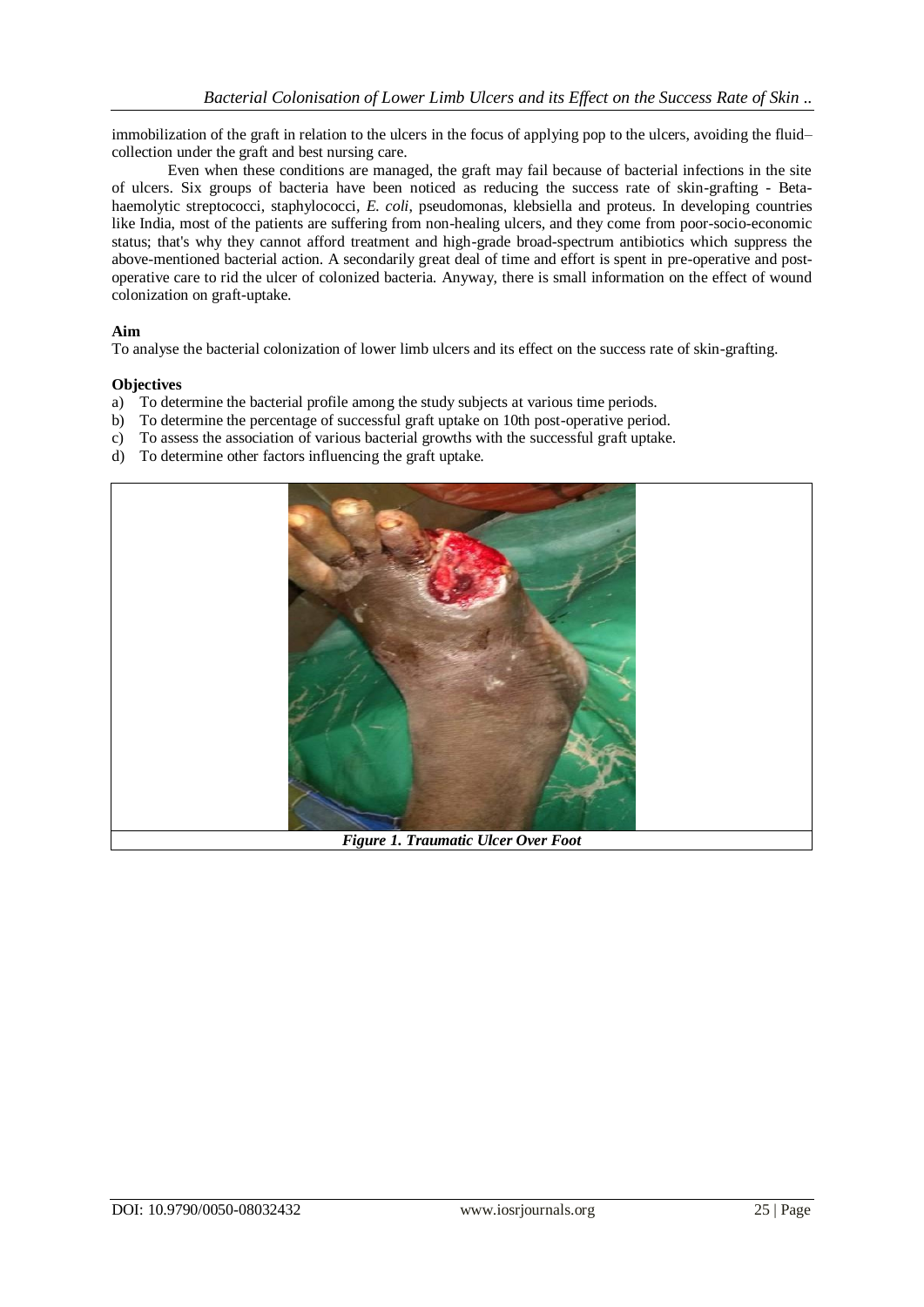immobilization of the graft in relation to the ulcers in the focus of applying pop to the ulcers, avoiding the fluid–collection under the graft and best nursing care.

Even when these conditions are managed, the graft may fail because of bacterial infections in the site of ulcers. Six groups of bacteria have been noticed as reducing the success rate of skin-grafting - Beta-haemolytic streptococci, staphylococci, *E. coli*, pseudomonas, klebsiella and proteus. In developing countries like India, most of the patients are suffering from non-healing ulcers, and they come from poor-socio-economic status; that's why they cannot afford treatment and high-grade broad-spectrum antibiotics which suppress the above-mentioned bacterial action. A secondarily great deal of time and effort is spent in pre-operative and post-operative care to rid the ulcer of colonized bacteria. Anyway, there is small information on the effect of wound colonization on graft-uptake.

**Aim**

To analyse the bacterial colonization of lower limb ulcers and its effect on the success rate of skin-grafting.

**Objectives**

a) To determine the bacterial profile among the study subjects at various time periods.
b) To determine the percentage of successful graft uptake on 10th post-operative period.
c) To assess the association of various bacterial growths with the successful graft uptake.
d) To determine other factors influencing the graft uptake.

***Figure 1. Traumatic Ulcer Over Foot***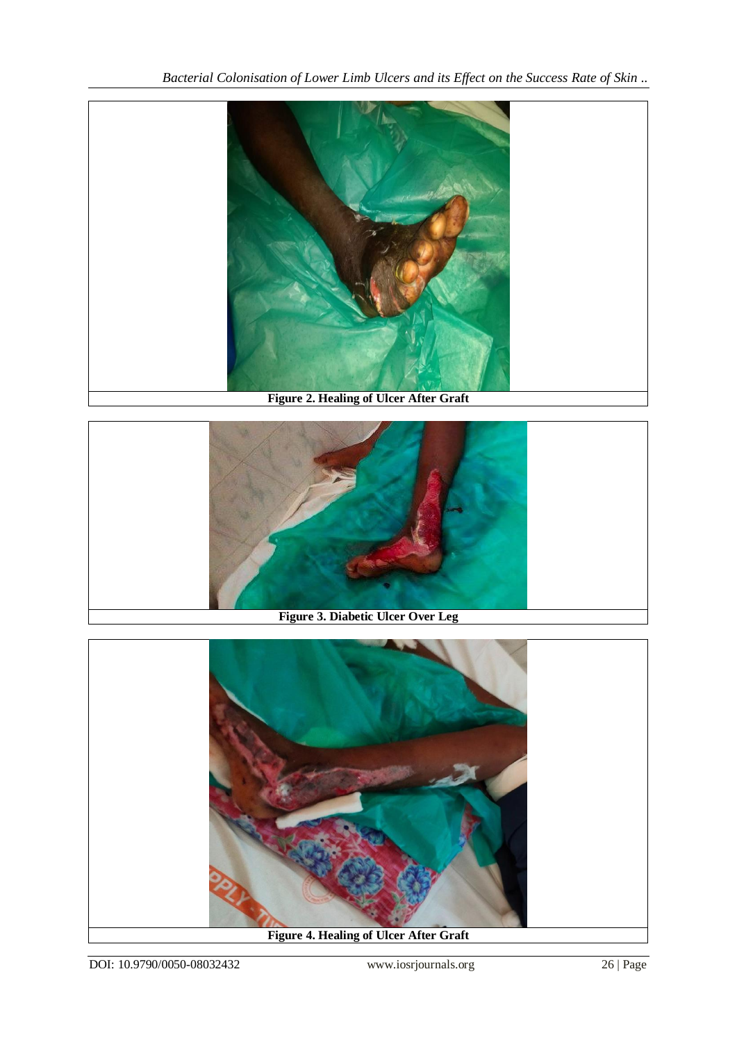Figure 2. Healing of Ulcer After Graft

Figure 3. Diabetic Ulcer Over Leg

Figure 4. Healing of Ulcer After Graft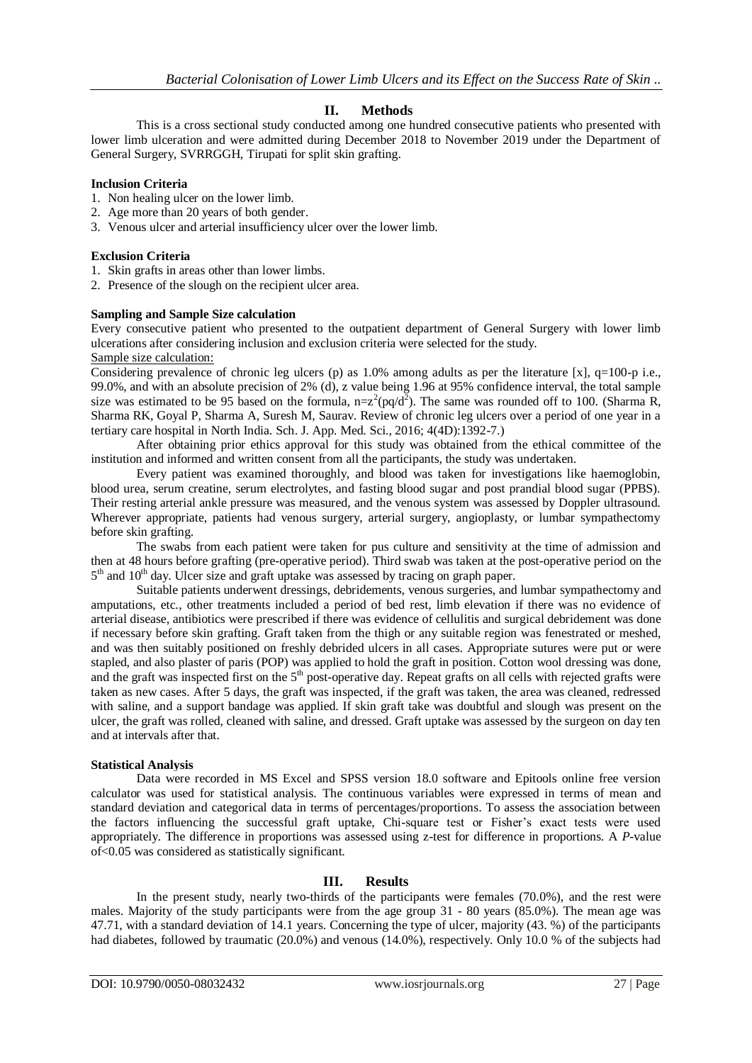## II. Methods

This is a cross sectional study conducted among one hundred consecutive patients who presented with lower limb ulceration and were admitted during December 2018 to November 2019 under the Department of General Surgery, SVRRGGH, Tirupati for split skin grafting.

### Inclusion Criteria

1. Non healing ulcer on the lower limb.
2. Age more than 20 years of both gender.
3. Venous ulcer and arterial insufficiency ulcer over the lower limb.

### Exclusion Criteria

1. Skin grafts in areas other than lower limbs.
2. Presence of the slough on the recipient ulcer area.

### Sampling and Sample Size calculation

Every consecutive patient who presented to the outpatient department of General Surgery with lower limb ulcerations after considering inclusion and exclusion criteria were selected for the study.

Sample size calculation:

Considering prevalence of chronic leg ulcers (p) as 1.0% among adults as per the literature [x], q=100-p i.e., 99.0%, and with an absolute precision of 2% (d), z value being 1.96 at 95% confidence interval, the total sample size was estimated to be 95 based on the formula, $n=z^2(pq/d^2)$. The same was rounded off to 100. (Sharma R, Sharma RK, Goyal P, Sharma A, Suresh M, Saurav. Review of chronic leg ulcers over a period of one year in a tertiary care hospital in North India. Sch. J. App. Med. Sci., 2016; 4(4D):1392-7.)

After obtaining prior ethics approval for this study was obtained from the ethical committee of the institution and informed and written consent from all the participants, the study was undertaken.

Every patient was examined thoroughly, and blood was taken for investigations like haemoglobin, blood urea, serum creatine, serum electrolytes, and fasting blood sugar and post prandial blood sugar (PPBS). Their resting arterial ankle pressure was measured, and the venous system was assessed by Doppler ultrasound. Wherever appropriate, patients had venous surgery, arterial surgery, angioplasty, or lumbar sympathectomy before skin grafting.

The swabs from each patient were taken for pus culture and sensitivity at the time of admission and then at 48 hours before grafting (pre-operative period). Third swab was taken at the post-operative period on the 5th and 10th day. Ulcer size and graft uptake was assessed by tracing on graph paper.

Suitable patients underwent dressings, debridements, venous surgeries, and lumbar sympathectomy and amputations, etc., other treatments included a period of bed rest, limb elevation if there was no evidence of arterial disease, antibiotics were prescribed if there was evidence of cellulitis and surgical debridement was done if necessary before skin grafting. Graft taken from the thigh or any suitable region was fenestrated or meshed, and was then suitably positioned on freshly debrided ulcers in all cases. Appropriate sutures were put or were stapled, and also plaster of paris (POP) was applied to hold the graft in position. Cotton wool dressing was done, and the graft was inspected first on the 5th post-operative day. Repeat grafts on all cells with rejected grafts were taken as new cases. After 5 days, the graft was inspected, if the graft was taken, the area was cleaned, redressed with saline, and a support bandage was applied. If skin graft take was doubtful and slough was present on the ulcer, the graft was rolled, cleaned with saline, and dressed. Graft uptake was assessed by the surgeon on day ten and at intervals after that.

### Statistical Analysis

Data were recorded in MS Excel and SPSS version 18.0 software and Epitools online free version calculator was used for statistical analysis. The continuous variables were expressed in terms of mean and standard deviation and categorical data in terms of percentages/proportions. To assess the association between the factors influencing the successful graft uptake, Chi-square test or Fisher's exact tests were used appropriately. The difference in proportions was assessed using z-test for difference in proportions. A *P*-value of<0.05 was considered as statistically significant.

## III. Results

In the present study, nearly two-thirds of the participants were females (70.0%), and the rest were males. Majority of the study participants were from the age group 31 - 80 years (85.0%). The mean age was 47.71, with a standard deviation of 14.1 years. Concerning the type of ulcer, majority (43. %) of the participants had diabetes, followed by traumatic (20.0%) and venous (14.0%), respectively. Only 10.0 % of the subjects had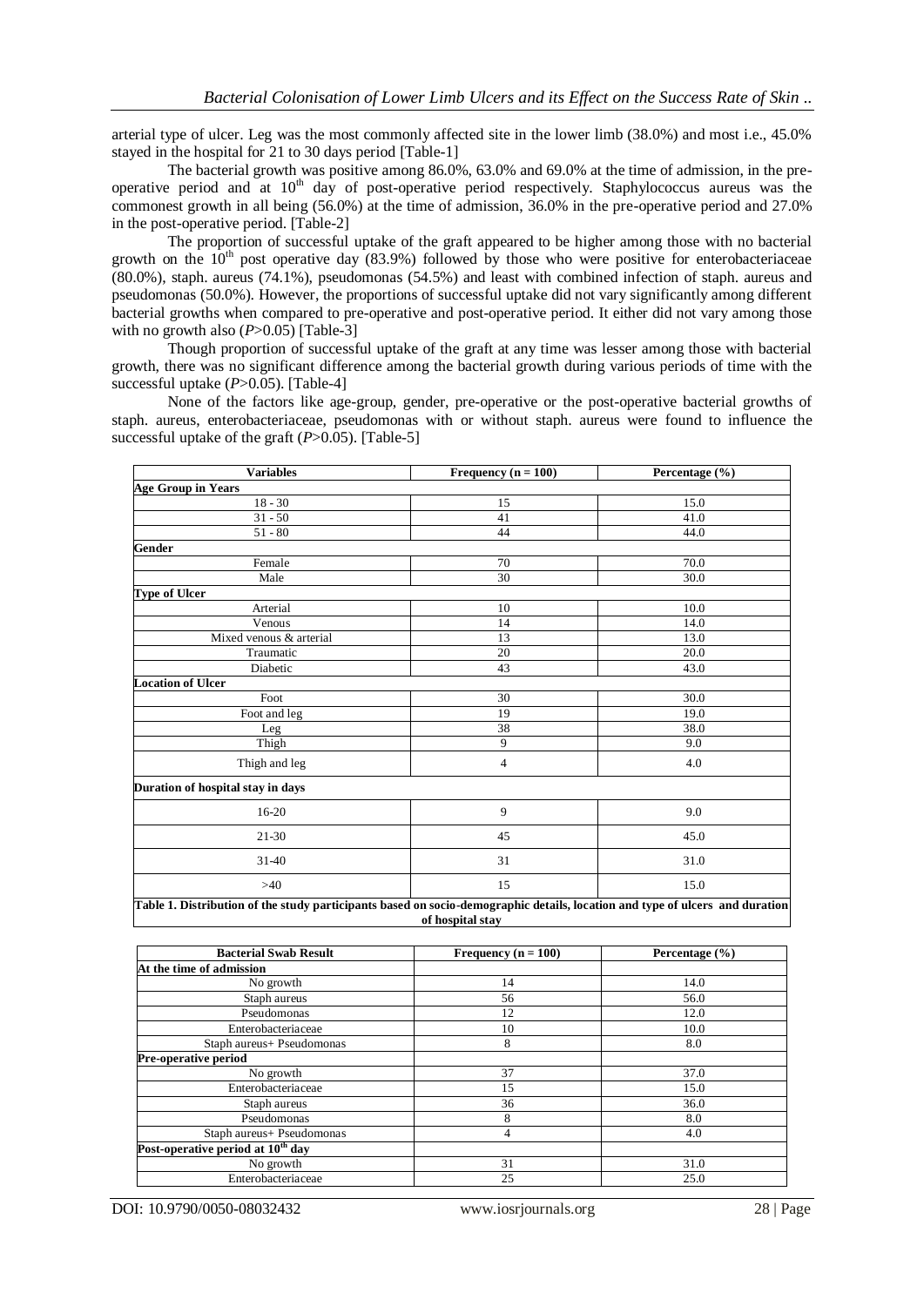arterial type of ulcer. Leg was the most commonly affected site in the lower limb (38.0%) and most i.e., 45.0% stayed in the hospital for 21 to 30 days period [Table-1]

The bacterial growth was positive among 86.0%, 63.0% and 69.0% at the time of admission, in the pre-operative period and at 10[th] day of post-operative period respectively. Staphylococcus aureus was the commonest growth in all being (56.0%) at the time of admission, 36.0% in the pre-operative period and 27.0% in the post-operative period. [Table-2]

The proportion of successful uptake of the graft appeared to be higher among those with no bacterial growth on the 10[th] post operative day (83.9%) followed by those who were positive for enterobacteriaceae (80.0%), staph. aureus (74.1%), pseudomonas (54.5%) and least with combined infection of staph. aureus and pseudomonas (50.0%). However, the proportions of successful uptake did not vary significantly among different bacterial growths when compared to pre-operative and post-operative period. It either did not vary among those with no growth also ($P$>0.05) [Table-3]

Though proportion of successful uptake of the graft at any time was lesser among those with bacterial growth, there was no significant difference among the bacterial growth during various periods of time with the successful uptake ($P$>0.05). [Table-4]

None of the factors like age-group, gender, pre-operative or the post-operative bacterial growths of staph. aureus, enterobacteriaceae, pseudomonas with or without staph. aureus were found to influence the successful uptake of the graft ($P$>0.05). [Table-5]

| Variables | Frequency (n = 100) | Percentage (%) |
|---|---|---|
| **Age Group in Years** | | |
| 18 - 30 | 15 | 15.0 |
| 31 - 50 | 41 | 41.0 |
| 51 - 80 | 44 | 44.0 |
| **Gender** | | |
| Female | 70 | 70.0 |
| Male | 30 | 30.0 |
| **Type of Ulcer** | | |
| Arterial | 10 | 10.0 |
| Venous | 14 | 14.0 |
| Mixed venous & arterial | 13 | 13.0 |
| Traumatic | 20 | 20.0 |
| Diabetic | 43 | 43.0 |
| **Location of Ulcer** | | |
| Foot | 30 | 30.0 |
| Foot and leg | 19 | 19.0 |
| Leg | 38 | 38.0 |
| Thigh | 9 | 9.0 |
| Thigh and leg | 4 | 4.0 |
| **Duration of hospital stay in days** | | |
| 16-20 | 9 | 9.0 |
| 21-30 | 45 | 45.0 |
| 31-40 | 31 | 31.0 |
| >40 | 15 | 15.0 |

**Table 1. Distribution of the study participants based on socio-demographic details, location and type of ulcers and duration of hospital stay**

| Bacterial Swab Result | Frequency (n = 100) | Percentage (%) |
|---|---|---|
| **At the time of admission** | | |
| No growth | 14 | 14.0 |
| Staph aureus | 56 | 56.0 |
| Pseudomonas | 12 | 12.0 |
| Enterobacteriaceae | 10 | 10.0 |
| Staph aureus+ Pseudomonas | 8 | 8.0 |
| **Pre-operative period** | | |
| No growth | 37 | 37.0 |
| Enterobacteriaceae | 15 | 15.0 |
| Staph aureus | 36 | 36.0 |
| Pseudomonas | 8 | 8.0 |
| Staph aureus+ Pseudomonas | 4 | 4.0 |
| **Post-operative period at 10[th] day** | | |
| No growth | 31 | 31.0 |
| Enterobacteriaceae | 25 | 25.0 |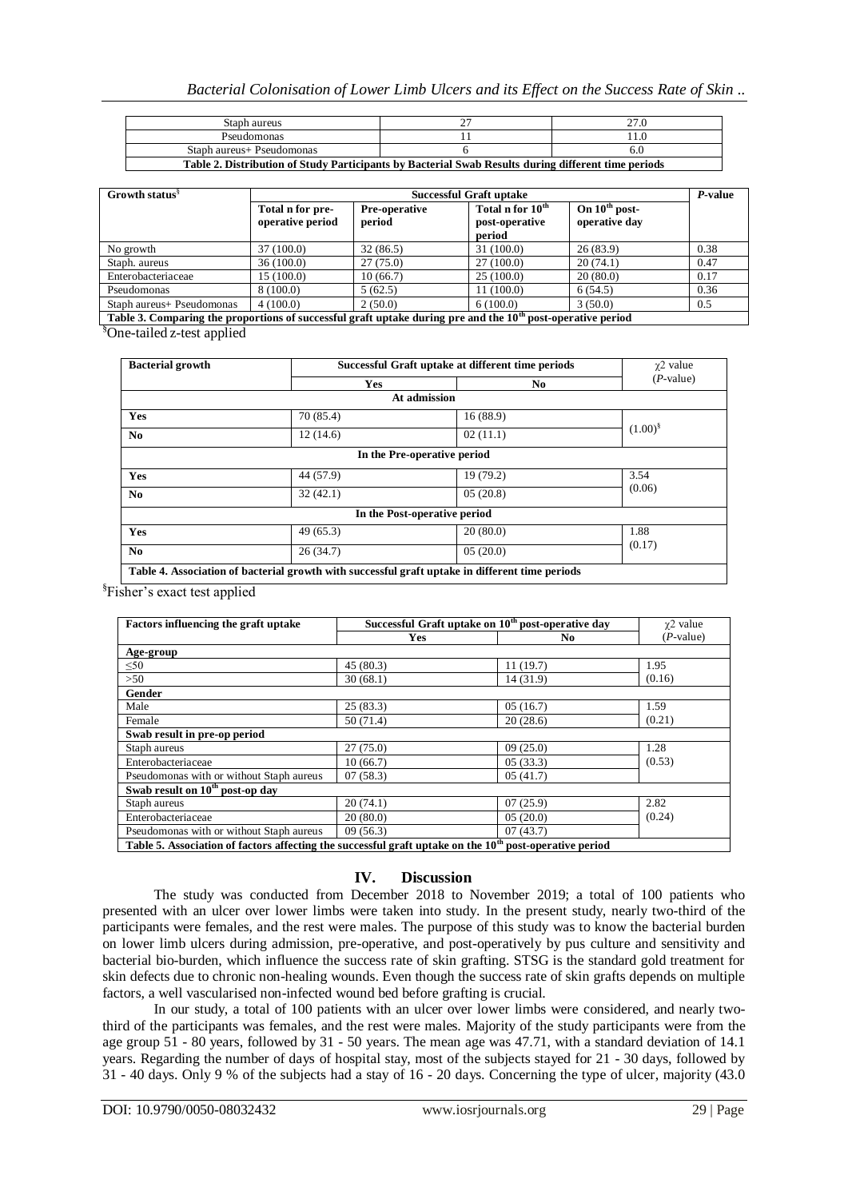| | | |
|---|---|---|
| Staph aureus | 27 | 27.0 |
| Pseudomonas | 11 | 11.0 |
| Staph aureus+ Pseudomonas | 6 | 6.0 |

**Table 2. Distribution of Study Participants by Bacterial Swab Results during different time periods**

| Growth status§ | Successful Graft uptake | | | | P-value |
|---|---|---|---|---|---|
| | Total n for pre-operative period | Pre-operative period | Total n for 10th post-operative period | On 10th post-operative day | |
| No growth | 37 (100.0) | 32 (86.5) | 31 (100.0) | 26 (83.9) | 0.38 |
| Staph. aureus | 36 (100.0) | 27 (75.0) | 27 (100.0) | 20 (74.1) | 0.47 |
| Enterobacteriaceae | 15 (100.0) | 10 (66.7) | 25 (100.0) | 20 (80.0) | 0.17 |
| Pseudomonas | 8 (100.0) | 5 (62.5) | 11 (100.0) | 6 (54.5) | 0.36 |
| Staph aureus+ Pseudomonas | 4 (100.0) | 2 (50.0) | 6 (100.0) | 3 (50.0) | 0.5 |

**Table 3. Comparing the proportions of successful graft uptake during pre and the 10th post-operative period**

§One-tailed z-test applied

| Bacterial growth | Successful Graft uptake at different time periods | | $\chi^2$ value (P-value) |
|---|---|---|---|
| | Yes | No | |
| **At admission** | | | |
| **Yes** | 70 (85.4) | 16 (88.9) | $(1.00)^§$ |
| **No** | 12 (14.6) | 02 (11.1) | |
| **In the Pre-operative period** | | | |
| **Yes** | 44 (57.9) | 19 (79.2) | 3.54 (0.06) |
| **No** | 32 (42.1) | 05 (20.8) | |
| **In the Post-operative period** | | | |
| **Yes** | 49 (65.3) | 20 (80.0) | 1.88 (0.17) |
| **No** | 26 (34.7) | 05 (20.0) | |

**Table 4. Association of bacterial growth with successful graft uptake in different time periods**

§Fisher's exact test applied

| Factors influencing the graft uptake | Successful Graft uptake on 10th post-operative day | | $\chi^2$ value (P-value) |
|---|---|---|---|
| | Yes | No | |
| **Age-group** | | | |
| ≤50 | 45 (80.3) | 11 (19.7) | 1.95 (0.16) |
| >50 | 30 (68.1) | 14 (31.9) | |
| **Gender** | | | |
| Male | 25 (83.3) | 05 (16.7) | 1.59 (0.21) |
| Female | 50 (71.4) | 20 (28.6) | |
| **Swab result in pre-op period** | | | |
| Staph aureus | 27 (75.0) | 09 (25.0) | 1.28 (0.53) |
| Enterobacteriaceae | 10 (66.7) | 05 (33.3) | |
| Pseudomonas with or without Staph aureus | 07 (58.3) | 05 (41.7) | |
| **Swab result on 10th post-op day** | | | |
| Staph aureus | 20 (74.1) | 07 (25.9) | 2.82 (0.24) |
| Enterobacteriaceae | 20 (80.0) | 05 (20.0) | |
| Pseudomonas with or without Staph aureus | 09 (56.3) | 07 (43.7) | |

**Table 5. Association of factors affecting the successful graft uptake on the 10th post-operative period**

## IV. Discussion

The study was conducted from December 2018 to November 2019; a total of 100 patients who presented with an ulcer over lower limbs were taken into study. In the present study, nearly two-third of the participants were females, and the rest were males. The purpose of this study was to know the bacterial burden on lower limb ulcers during admission, pre-operative, and post-operatively by pus culture and sensitivity and bacterial bio-burden, which influence the success rate of skin grafting. STSG is the standard gold treatment for skin defects due to chronic non-healing wounds. Even though the success rate of skin grafts depends on multiple factors, a well vascularised non-infected wound bed before grafting is crucial.

In our study, a total of 100 patients with an ulcer over lower limbs were considered, and nearly two-third of the participants was females, and the rest were males. Majority of the study participants were from the age group 51 - 80 years, followed by 31 - 50 years. The mean age was 47.71, with a standard deviation of 14.1 years. Regarding the number of days of hospital stay, most of the subjects stayed for 21 - 30 days, followed by 31 - 40 days. Only 9 % of the subjects had a stay of 16 - 20 days. Concerning the type of ulcer, majority (43.0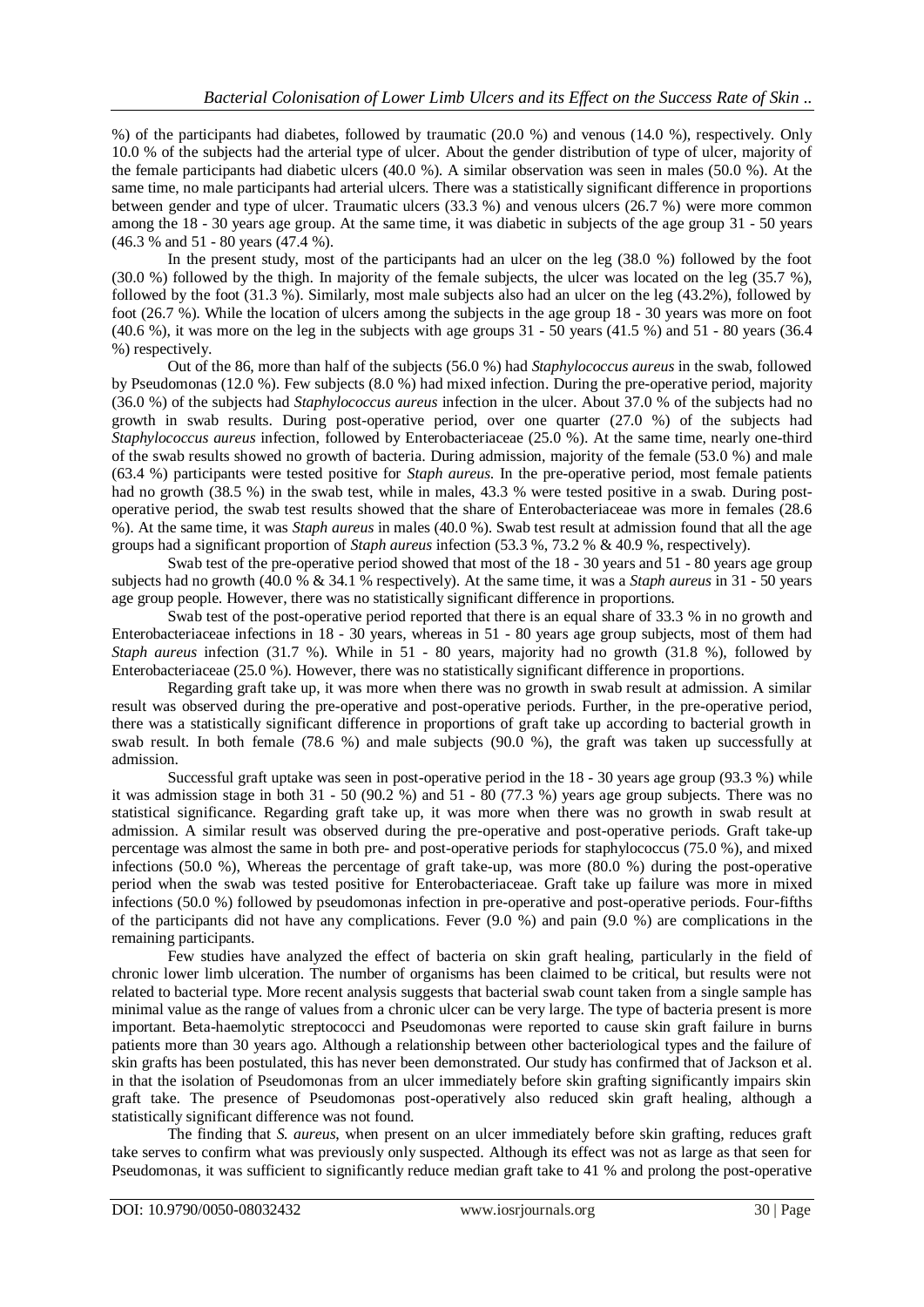%) of the participants had diabetes, followed by traumatic (20.0 %) and venous (14.0 %), respectively. Only 10.0 % of the subjects had the arterial type of ulcer. About the gender distribution of type of ulcer, majority of the female participants had diabetic ulcers (40.0 %). A similar observation was seen in males (50.0 %). At the same time, no male participants had arterial ulcers. There was a statistically significant difference in proportions between gender and type of ulcer. Traumatic ulcers (33.3 %) and venous ulcers (26.7 %) were more common among the 18 - 30 years age group. At the same time, it was diabetic in subjects of the age group 31 - 50 years (46.3 % and 51 - 80 years (47.4 %).

In the present study, most of the participants had an ulcer on the leg (38.0 %) followed by the foot (30.0 %) followed by the thigh. In majority of the female subjects, the ulcer was located on the leg (35.7 %), followed by the foot (31.3 %). Similarly, most male subjects also had an ulcer on the leg (43.2%), followed by foot (26.7 %). While the location of ulcers among the subjects in the age group 18 - 30 years was more on foot (40.6 %), it was more on the leg in the subjects with age groups 31 - 50 years (41.5 %) and 51 - 80 years (36.4 %) respectively.

Out of the 86, more than half of the subjects (56.0 %) had *Staphylococcus aureus* in the swab, followed by Pseudomonas (12.0 %). Few subjects (8.0 %) had mixed infection. During the pre-operative period, majority (36.0 %) of the subjects had *Staphylococcus aureus* infection in the ulcer. About 37.0 % of the subjects had no growth in swab results. During post-operative period, over one quarter (27.0 %) of the subjects had *Staphylococcus aureus* infection, followed by Enterobacteriaceae (25.0 %). At the same time, nearly one-third of the swab results showed no growth of bacteria. During admission, majority of the female (53.0 %) and male (63.4 %) participants were tested positive for *Staph aureus*. In the pre-operative period, most female patients had no growth (38.5 %) in the swab test, while in males, 43.3 % were tested positive in a swab. During post-operative period, the swab test results showed that the share of Enterobacteriaceae was more in females (28.6 %). At the same time, it was *Staph aureus* in males (40.0 %). Swab test result at admission found that all the age groups had a significant proportion of *Staph aureus* infection (53.3 %, 73.2 % & 40.9 %, respectively).

Swab test of the pre-operative period showed that most of the 18 - 30 years and 51 - 80 years age group subjects had no growth (40.0 % & 34.1 % respectively). At the same time, it was a *Staph aureus* in 31 - 50 years age group people. However, there was no statistically significant difference in proportions.

Swab test of the post-operative period reported that there is an equal share of 33.3 % in no growth and Enterobacteriaceae infections in 18 - 30 years, whereas in 51 - 80 years age group subjects, most of them had *Staph aureus* infection (31.7 %). While in 51 - 80 years, majority had no growth (31.8 %), followed by Enterobacteriaceae (25.0 %). However, there was no statistically significant difference in proportions.

Regarding graft take up, it was more when there was no growth in swab result at admission. A similar result was observed during the pre-operative and post-operative periods. Further, in the pre-operative period, there was a statistically significant difference in proportions of graft take up according to bacterial growth in swab result. In both female (78.6 %) and male subjects (90.0 %), the graft was taken up successfully at admission.

Successful graft uptake was seen in post-operative period in the 18 - 30 years age group (93.3 %) while it was admission stage in both 31 - 50 (90.2 %) and 51 - 80 (77.3 %) years age group subjects. There was no statistical significance. Regarding graft take up, it was more when there was no growth in swab result at admission. A similar result was observed during the pre-operative and post-operative periods. Graft take-up percentage was almost the same in both pre- and post-operative periods for staphylococcus (75.0 %), and mixed infections (50.0 %), Whereas the percentage of graft take-up, was more (80.0 %) during the post-operative period when the swab was tested positive for Enterobacteriaceae. Graft take up failure was more in mixed infections (50.0 %) followed by pseudomonas infection in pre-operative and post-operative periods. Four-fifths of the participants did not have any complications. Fever (9.0 %) and pain (9.0 %) are complications in the remaining participants.

Few studies have analyzed the effect of bacteria on skin graft healing, particularly in the field of chronic lower limb ulceration. The number of organisms has been claimed to be critical, but results were not related to bacterial type. More recent analysis suggests that bacterial swab count taken from a single sample has minimal value as the range of values from a chronic ulcer can be very large. The type of bacteria present is more important. Beta-haemolytic streptococci and Pseudomonas were reported to cause skin graft failure in burns patients more than 30 years ago. Although a relationship between other bacteriological types and the failure of skin grafts has been postulated, this has never been demonstrated. Our study has confirmed that of Jackson et al. in that the isolation of Pseudomonas from an ulcer immediately before skin grafting significantly impairs skin graft take. The presence of Pseudomonas post-operatively also reduced skin graft healing, although a statistically significant difference was not found.

The finding that *S. aureus*, when present on an ulcer immediately before skin grafting, reduces graft take serves to confirm what was previously only suspected. Although its effect was not as large as that seen for Pseudomonas, it was sufficient to significantly reduce median graft take to 41 % and prolong the post-operative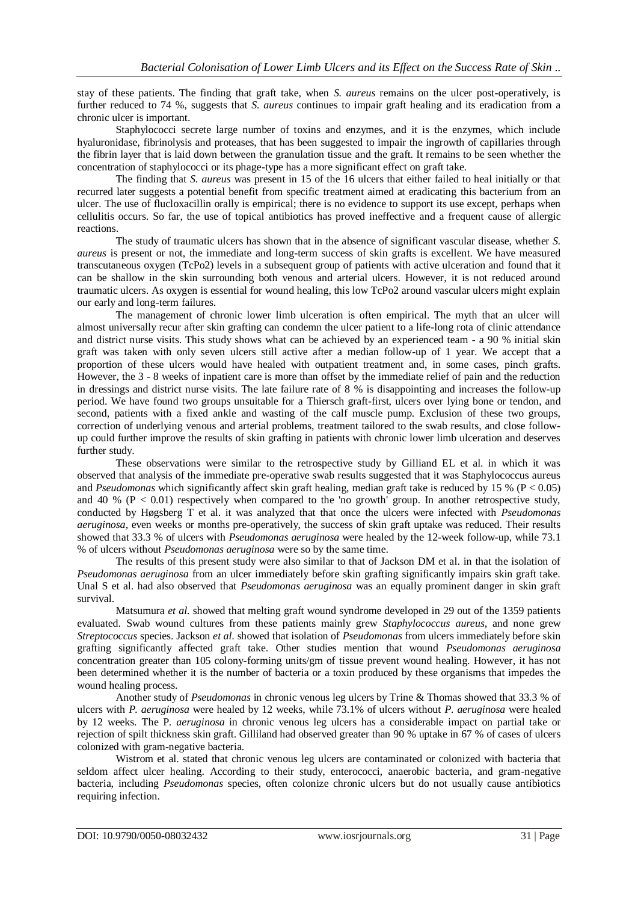stay of these patients. The finding that graft take, when *S. aureus* remains on the ulcer post-operatively, is further reduced to 74 %, suggests that *S. aureus* continues to impair graft healing and its eradication from a chronic ulcer is important.

Staphylococci secrete large number of toxins and enzymes, and it is the enzymes, which include hyaluronidase, fibrinolysis and proteases, that has been suggested to impair the ingrowth of capillaries through the fibrin layer that is laid down between the granulation tissue and the graft. It remains to be seen whether the concentration of staphylococci or its phage-type has a more significant effect on graft take.

The finding that *S. aureus* was present in 15 of the 16 ulcers that either failed to heal initially or that recurred later suggests a potential benefit from specific treatment aimed at eradicating this bacterium from an ulcer. The use of flucloxacillin orally is empirical; there is no evidence to support its use except, perhaps when cellulitis occurs. So far, the use of topical antibiotics has proved ineffective and a frequent cause of allergic reactions.

The study of traumatic ulcers has shown that in the absence of significant vascular disease, whether *S. aureus* is present or not, the immediate and long-term success of skin grafts is excellent. We have measured transcutaneous oxygen (TcPo2) levels in a subsequent group of patients with active ulceration and found that it can be shallow in the skin surrounding both venous and arterial ulcers. However, it is not reduced around traumatic ulcers. As oxygen is essential for wound healing, this low TcPo2 around vascular ulcers might explain our early and long-term failures.

The management of chronic lower limb ulceration is often empirical. The myth that an ulcer will almost universally recur after skin grafting can condemn the ulcer patient to a life-long rota of clinic attendance and district nurse visits. This study shows what can be achieved by an experienced team - a 90 % initial skin graft was taken with only seven ulcers still active after a median follow-up of 1 year. We accept that a proportion of these ulcers would have healed with outpatient treatment and, in some cases, pinch grafts. However, the 3 - 8 weeks of inpatient care is more than offset by the immediate relief of pain and the reduction in dressings and district nurse visits. The late failure rate of 8 % is disappointing and increases the follow-up period. We have found two groups unsuitable for a Thiersch graft-first, ulcers over lying bone or tendon, and second, patients with a fixed ankle and wasting of the calf muscle pump. Exclusion of these two groups, correction of underlying venous and arterial problems, treatment tailored to the swab results, and close follow-up could further improve the results of skin grafting in patients with chronic lower limb ulceration and deserves further study.

These observations were similar to the retrospective study by Gilliand EL et al. in which it was observed that analysis of the immediate pre-operative swab results suggested that it was Staphylococcus aureus and *Pseudomonas* which significantly affect skin graft healing, median graft take is reduced by 15 % ($P < 0.05$) and 40 % ($P < 0.01$) respectively when compared to the 'no growth' group. In another retrospective study, conducted by Høgsberg T et al. it was analyzed that that once the ulcers were infected with *Pseudomonas aeruginosa*, even weeks or months pre-operatively, the success of skin graft uptake was reduced. Their results showed that 33.3 % of ulcers with *Pseudomonas aeruginosa* were healed by the 12-week follow-up, while 73.1 % of ulcers without *Pseudomonas aeruginosa* were so by the same time.

The results of this present study were also similar to that of Jackson DM et al. in that the isolation of *Pseudomonas aeruginosa* from an ulcer immediately before skin grafting significantly impairs skin graft take. Unal S et al. had also observed that *Pseudomonas aeruginosa* was an equally prominent danger in skin graft survival.

Matsumura *et al.* showed that melting graft wound syndrome developed in 29 out of the 1359 patients evaluated. Swab wound cultures from these patients mainly grew *Staphylococcus aureus*, and none grew *Streptococcus* species. Jackson *et al.* showed that isolation of *Pseudomonas* from ulcers immediately before skin grafting significantly affected graft take. Other studies mention that wound *Pseudomonas aeruginosa* concentration greater than 105 colony-forming units/gm of tissue prevent wound healing. However, it has not been determined whether it is the number of bacteria or a toxin produced by these organisms that impedes the wound healing process.

Another study of *Pseudomonas* in chronic venous leg ulcers by Trine & Thomas showed that 33.3 % of ulcers with *P. aeruginosa* were healed by 12 weeks, while 73.1% of ulcers without *P. aeruginosa* were healed by 12 weeks. The P. *aeruginosa* in chronic venous leg ulcers has a considerable impact on partial take or rejection of spilt thickness skin graft. Gilliland had observed greater than 90 % uptake in 67 % of cases of ulcers colonized with gram-negative bacteria.

Wistrom et al. stated that chronic venous leg ulcers are contaminated or colonized with bacteria that seldom affect ulcer healing. According to their study, enterococci, anaerobic bacteria, and gram-negative bacteria, including *Pseudomonas* species, often colonize chronic ulcers but do not usually cause antibiotics requiring infection.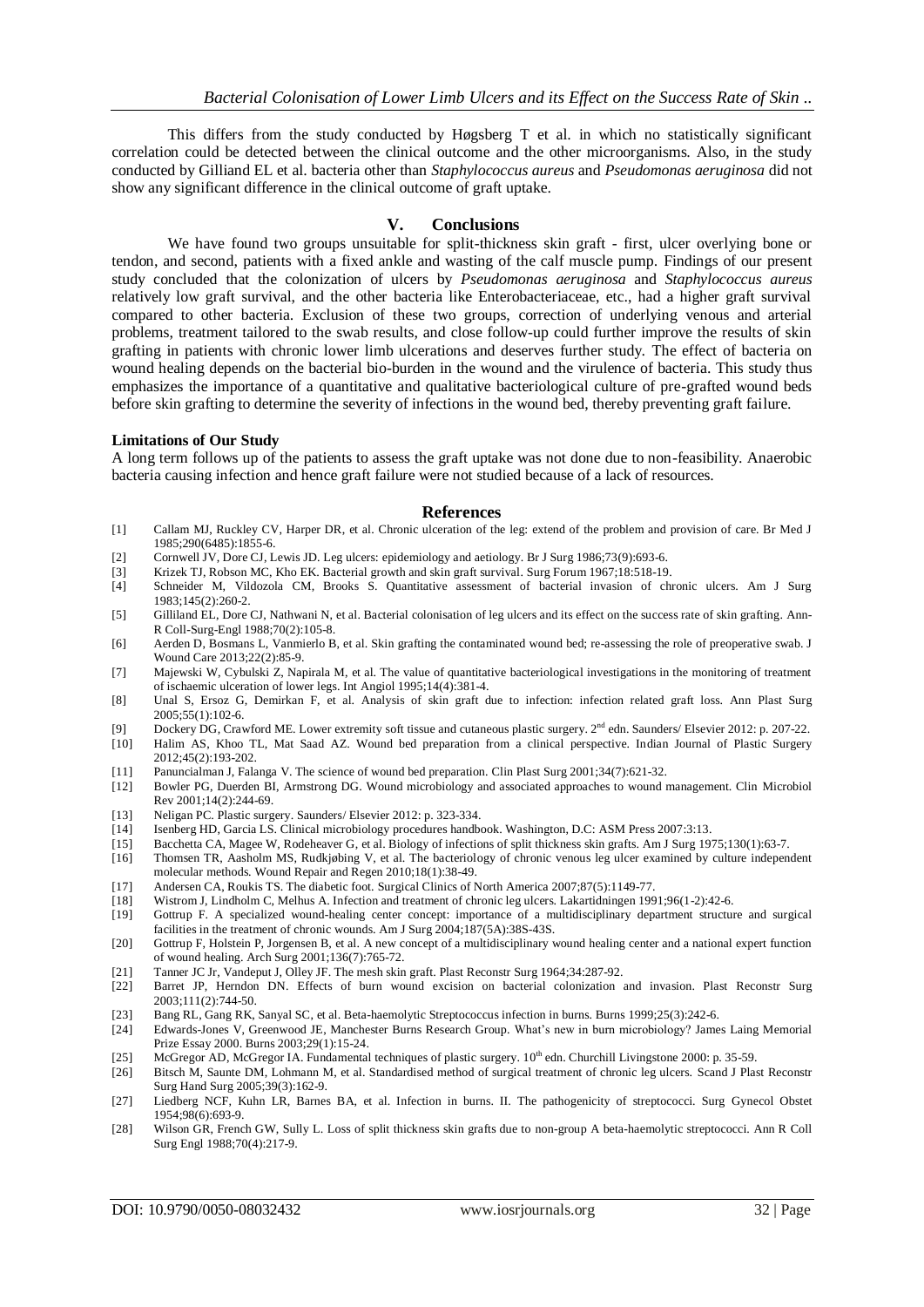This differs from the study conducted by Høgsberg T et al. in which no statistically significant correlation could be detected between the clinical outcome and the other microorganisms. Also, in the study conducted by Gilliand EL et al. bacteria other than *Staphylococcus aureus* and *Pseudomonas aeruginosa* did not show any significant difference in the clinical outcome of graft uptake.

## V. Conclusions

We have found two groups unsuitable for split-thickness skin graft - first, ulcer overlying bone or tendon, and second, patients with a fixed ankle and wasting of the calf muscle pump. Findings of our present study concluded that the colonization of ulcers by *Pseudomonas aeruginosa* and *Staphylococcus aureus* relatively low graft survival, and the other bacteria like Enterobacteriaceae, etc., had a higher graft survival compared to other bacteria. Exclusion of these two groups, correction of underlying venous and arterial problems, treatment tailored to the swab results, and close follow-up could further improve the results of skin grafting in patients with chronic lower limb ulcerations and deserves further study. The effect of bacteria on wound healing depends on the bacterial bio-burden in the wound and the virulence of bacteria. This study thus emphasizes the importance of a quantitative and qualitative bacteriological culture of pre-grafted wound beds before skin grafting to determine the severity of infections in the wound bed, thereby preventing graft failure.

**Limitations of Our Study**

A long term follows up of the patients to assess the graft uptake was not done due to non-feasibility. Anaerobic bacteria causing infection and hence graft failure were not studied because of a lack of resources.

## References

[1] Callam MJ, Ruckley CV, Harper DR, et al. Chronic ulceration of the leg: extend of the problem and provision of care. Br Med J 1985;290(6485):1855-6.

[2] Cornwell JV, Dore CJ, Lewis JD. Leg ulcers: epidemiology and aetiology. Br J Surg 1986;73(9):693-6.

[3] Krizek TJ, Robson MC, Kho EK. Bacterial growth and skin graft survival. Surg Forum 1967;18:518-19.

[4] Schneider M, Vildozola CM, Brooks S. Quantitative assessment of bacterial invasion of chronic ulcers. Am J Surg 1983;145(2):260-2.

[5] Gilliland EL, Dore CJ, Nathwani N, et al. Bacterial colonisation of leg ulcers and its effect on the success rate of skin grafting. Ann-R Coll-Surg-Engl 1988;70(2):105-8.

[6] Aerden D, Bosmans L, Vanmierlo B, et al. Skin grafting the contaminated wound bed; re-assessing the role of preoperative swab. J Wound Care 2013;22(2):85-9.

[7] Majewski W, Cybulski Z, Napirala M, et al. The value of quantitative bacteriological investigations in the monitoring of treatment of ischaemic ulceration of lower legs. Int Angiol 1995;14(4):381-4.

[8] Unal S, Ersoz G, Demirkan F, et al. Analysis of skin graft due to infection: infection related graft loss. Ann Plast Surg 2005;55(1):102-6.

[9] Dockery DG, Crawford ME. Lower extremity soft tissue and cutaneous plastic surgery. 2nd edn. Saunders/ Elsevier 2012: p. 207-22.

[10] Halim AS, Khoo TL, Mat Saad AZ. Wound bed preparation from a clinical perspective. Indian Journal of Plastic Surgery 2012;45(2):193-202.

[11] Panuncialman J, Falanga V. The science of wound bed preparation. Clin Plast Surg 2001;34(7):621-32.

[12] Bowler PG, Duerden BI, Armstrong DG. Wound microbiology and associated approaches to wound management. Clin Microbiol Rev 2001;14(2):244-69.

[13] Neligan PC. Plastic surgery. Saunders/ Elsevier 2012: p. 323-334.

[14] Isenberg HD, Garcia LS. Clinical microbiology procedures handbook. Washington, D.C: ASM Press 2007:3:13.

[15] Bacchetta CA, Magee W, Rodeheaver G, et al. Biology of infections of split thickness skin grafts. Am J Surg 1975;130(1):63-7.

[16] Thomsen TR, Aasholm MS, Rudkjøbing V, et al. The bacteriology of chronic venous leg ulcer examined by culture independent molecular methods. Wound Repair and Regen 2010;18(1):38-49.

[17] Andersen CA, Roukis TS. The diabetic foot. Surgical Clinics of North America 2007;87(5):1149-77.

[18] Wistrom J, Lindholm C, Melhus A. Infection and treatment of chronic leg ulcers. Lakartidningen 1991;96(1-2):42-6.

[19] Gottrup F. A specialized wound-healing center concept: importance of a multidisciplinary department structure and surgical facilities in the treatment of chronic wounds. Am J Surg 2004;187(5A):38S-43S.

[20] Gottrup F, Holstein P, Jorgensen B, et al. A new concept of a multidisciplinary wound healing center and a national expert function of wound healing. Arch Surg 2001;136(7):765-72.

[21] Tanner JC Jr, Vandeput J, Olley JF. The mesh skin graft. Plast Reconstr Surg 1964;34:287-92.

[22] Barret JP, Herndon DN. Effects of burn wound excision on bacterial colonization and invasion. Plast Reconstr Surg 2003;111(2):744-50.

[23] Bang RL, Gang RK, Sanyal SC, et al. Beta-haemolytic Streptococcus infection in burns. Burns 1999;25(3):242-6.

[24] Edwards-Jones V, Greenwood JE, Manchester Burns Research Group. What's new in burn microbiology? James Laing Memorial Prize Essay 2000. Burns 2003;29(1):15-24.

[25] McGregor AD, McGregor IA. Fundamental techniques of plastic surgery. 10th edn. Churchill Livingstone 2000: p. 35-59.

[26] Bitsch M, Saunte DM, Lohmann M, et al. Standardised method of surgical treatment of chronic leg ulcers. Scand J Plast Reconstr Surg Hand Surg 2005;39(3):162-9.

[27] Liedberg NCF, Kuhn LR, Barnes BA, et al. Infection in burns. II. The pathogenicity of streptococci. Surg Gynecol Obstet 1954;98(6):693-9.

[28] Wilson GR, French GW, Sully L. Loss of split thickness skin grafts due to non-group A beta-haemolytic streptococci. Ann R Coll Surg Engl 1988;70(4):217-9.